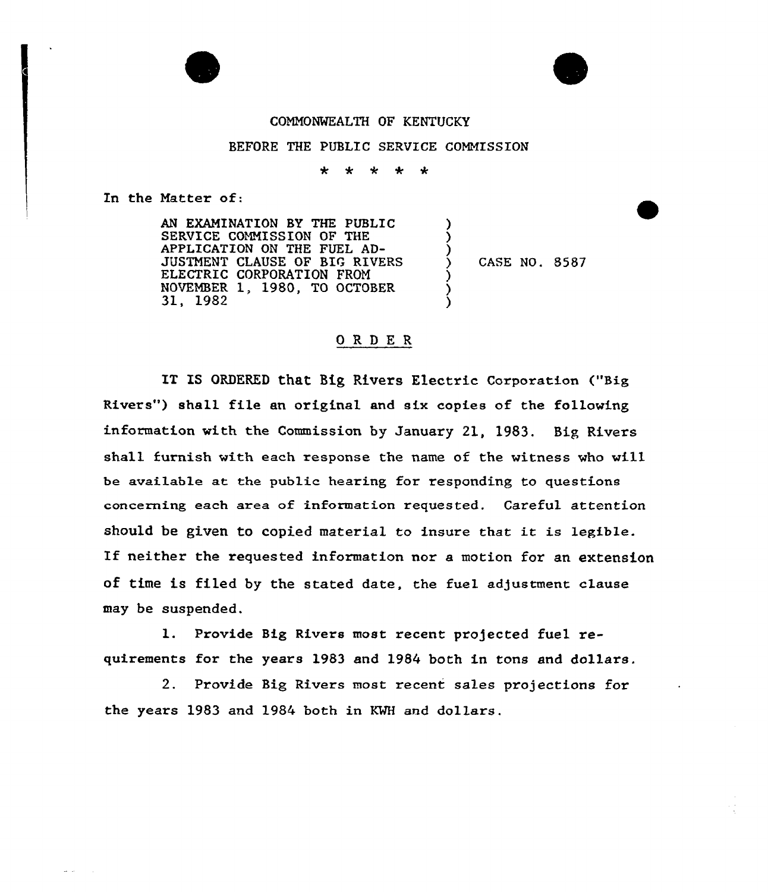COMMONWEALTH OF KENTUCKY

BEFORE THE PUBLIC SERVICE COMMISSION

\* \* \* \* \*

In the Matter of:

| | | |
|---|---|---|
| AN EXAMINATION BY THE PUBLIC SERVICE COMMISSION OF THE APPLICATION ON THE FUEL ADJUSTMENT CLAUSE OF BIG RIVERS ELECTRIC CORPORATION FROM NOVEMBER 1, 1980, TO OCTOBER 31, 1982 | ) | CASE NO. 8587 |

## ORDER

IT IS ORDERED that Big Rivers Electric Corporation ("Big Rivers") shall file an original and six copies of the following information with the Commission by January 21, 1983. Big Rivers shall furnish with each response the name of the witness who will be available at the public hearing for responding to questions concerning each area of information requested. Careful attention should be given to copied material to insure that it is legible. If neither the requested information nor a motion for an extension of time is filed by the stated date, the fuel adjustment clause may be suspended.

1. Provide Big Rivers most recent projected fuel requirements for the years 1983 and 1984 both in tons and dollars.

2. Provide Big Rivers most recent sales projections for the years 1983 and 1984 both in KWH and dollars.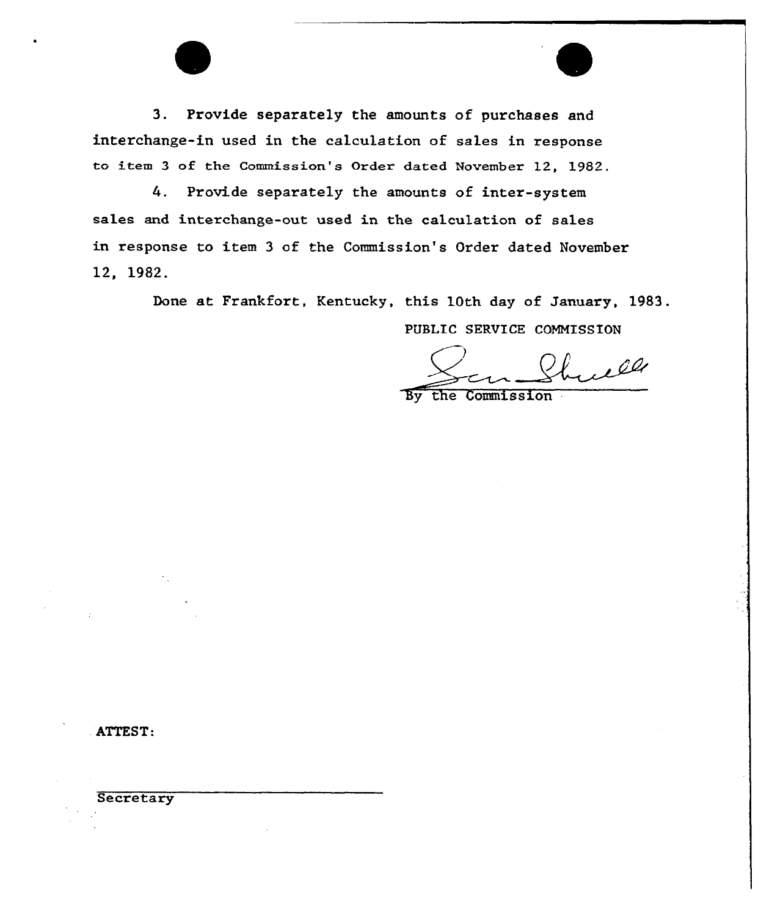3. Provide separately the amounts of purchases and interchange-in used in the calculation of sales in response to item 3 of the Commission's Order dated November 12, 1982.

4. Provide separately the amounts of inter-system sales and interchange-out used in the calculation of sales in response to item 3 of the Commission's Order dated November 12, 1982.

Done at Frankfort, Kentucky, this 10th day of January, 1983.

PUBLIC SERVICE COMMISSION

By the Commission

ATTEST:

Secretary